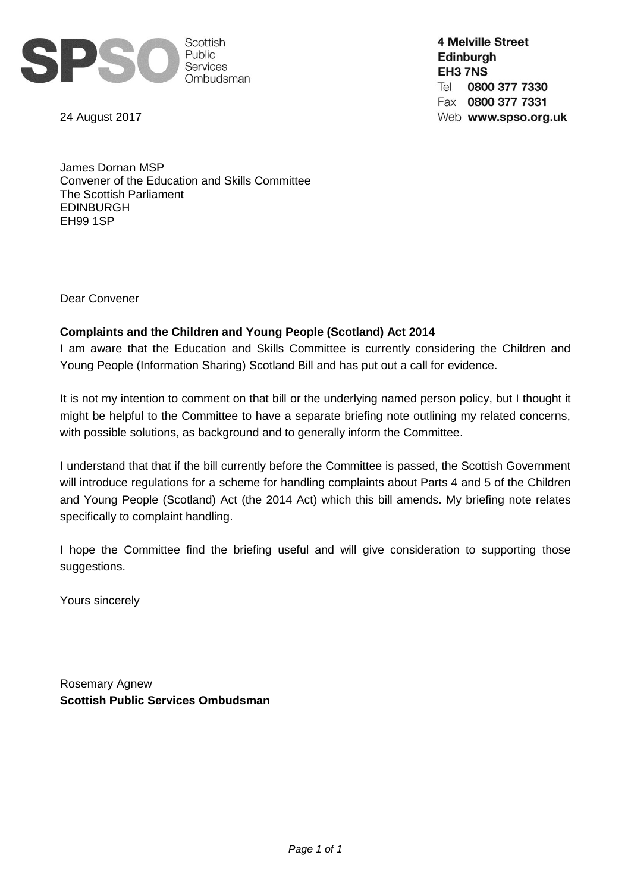SPSO Scottish Public Services Ombudsman

**4 Melville Street**
**Edinburgh**
**EH3 7NS**
Tel **0800 377 7330**
Fax **0800 377 7331**
Web **www.spso.org.uk**

24 August 2017

James Dornan MSP
Convener of the Education and Skills Committee
The Scottish Parliament
EDINBURGH
EH99 1SP

Dear Convener

**Complaints and the Children and Young People (Scotland) Act 2014**

I am aware that the Education and Skills Committee is currently considering the Children and Young People (Information Sharing) Scotland Bill and has put out a call for evidence.

It is not my intention to comment on that bill or the underlying named person policy, but I thought it might be helpful to the Committee to have a separate briefing note outlining my related concerns, with possible solutions, as background and to generally inform the Committee.

I understand that that if the bill currently before the Committee is passed, the Scottish Government will introduce regulations for a scheme for handling complaints about Parts 4 and 5 of the Children and Young People (Scotland) Act (the 2014 Act) which this bill amends. My briefing note relates specifically to complaint handling.

I hope the Committee find the briefing useful and will give consideration to supporting those suggestions.

Yours sincerely

Rosemary Agnew
**Scottish Public Services Ombudsman**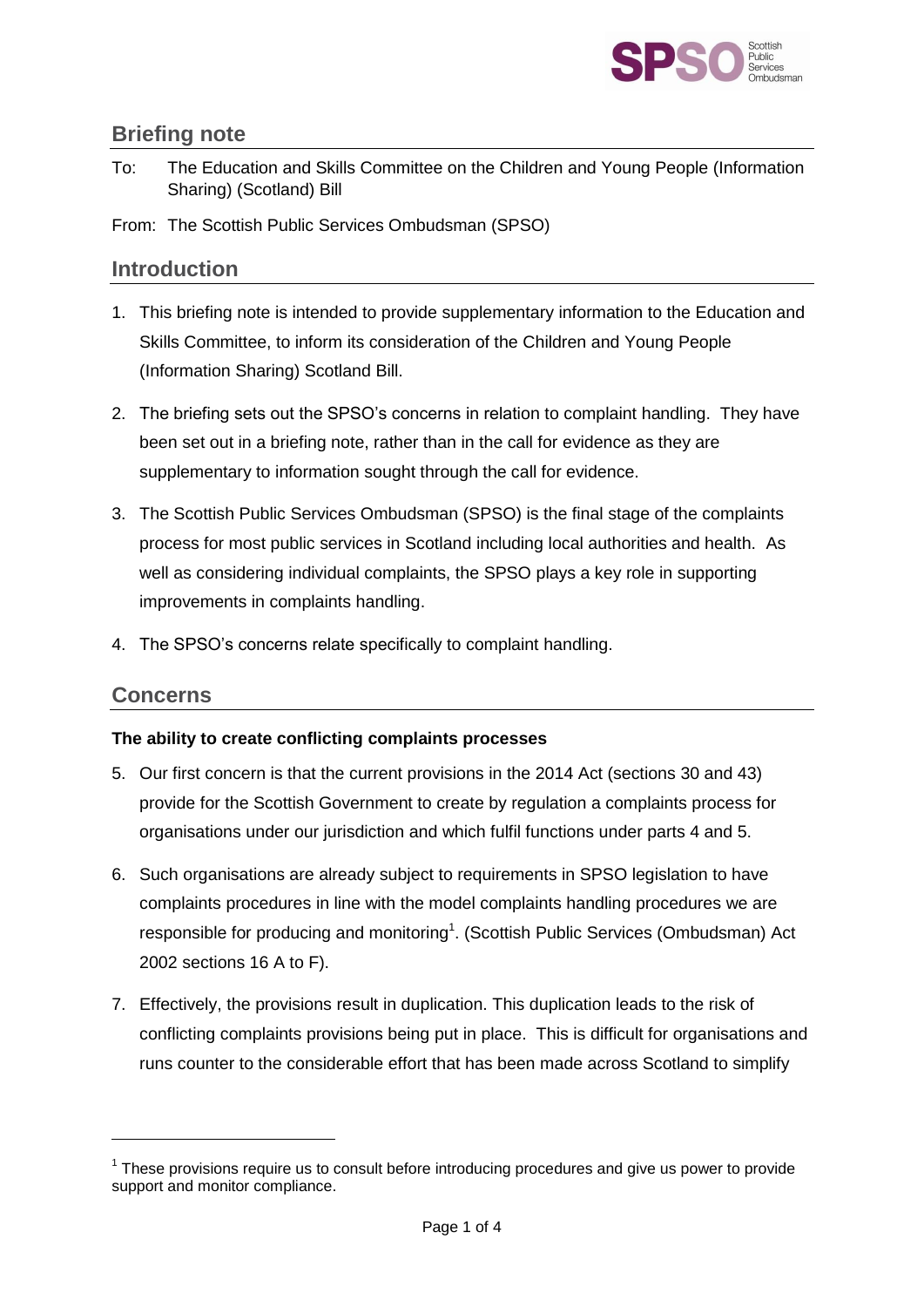## Briefing note

To: The Education and Skills Committee on the Children and Young People (Information Sharing) (Scotland) Bill

From: The Scottish Public Services Ombudsman (SPSO)

## Introduction

1. This briefing note is intended to provide supplementary information to the Education and Skills Committee, to inform its consideration of the Children and Young People (Information Sharing) Scotland Bill.

2. The briefing sets out the SPSO's concerns in relation to complaint handling. They have been set out in a briefing note, rather than in the call for evidence as they are supplementary to information sought through the call for evidence.

3. The Scottish Public Services Ombudsman (SPSO) is the final stage of the complaints process for most public services in Scotland including local authorities and health. As well as considering individual complaints, the SPSO plays a key role in supporting improvements in complaints handling.

4. The SPSO's concerns relate specifically to complaint handling.

## Concerns

**The ability to create conflicting complaints processes**

5. Our first concern is that the current provisions in the 2014 Act (sections 30 and 43) provide for the Scottish Government to create by regulation a complaints process for organisations under our jurisdiction and which fulfil functions under parts 4 and 5.

6. Such organisations are already subject to requirements in SPSO legislation to have complaints procedures in line with the model complaints handling procedures we are responsible for producing and monitoring[1]. (Scottish Public Services (Ombudsman) Act 2002 sections 16 A to F).

7. Effectively, the provisions result in duplication. This duplication leads to the risk of conflicting complaints provisions being put in place. This is difficult for organisations and runs counter to the considerable effort that has been made across Scotland to simplify

[1] These provisions require us to consult before introducing procedures and give us power to provide support and monitor compliance.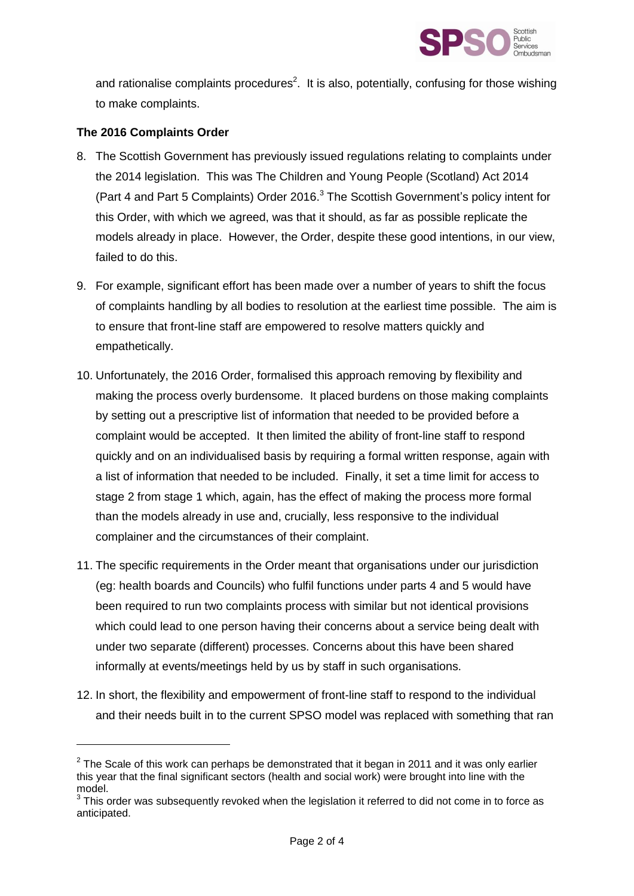and rationalise complaints procedures[2]. It is also, potentially, confusing for those wishing to make complaints.

**The 2016 Complaints Order**

8. The Scottish Government has previously issued regulations relating to complaints under the 2014 legislation. This was The Children and Young People (Scotland) Act 2014 (Part 4 and Part 5 Complaints) Order 2016.[3] The Scottish Government's policy intent for this Order, with which we agreed, was that it should, as far as possible replicate the models already in place. However, the Order, despite these good intentions, in our view, failed to do this.

9. For example, significant effort has been made over a number of years to shift the focus of complaints handling by all bodies to resolution at the earliest time possible. The aim is to ensure that front-line staff are empowered to resolve matters quickly and empathetically.

10. Unfortunately, the 2016 Order, formalised this approach removing by flexibility and making the process overly burdensome. It placed burdens on those making complaints by setting out a prescriptive list of information that needed to be provided before a complaint would be accepted. It then limited the ability of front-line staff to respond quickly and on an individualised basis by requiring a formal written response, again with a list of information that needed to be included. Finally, it set a time limit for access to stage 2 from stage 1 which, again, has the effect of making the process more formal than the models already in use and, crucially, less responsive to the individual complainer and the circumstances of their complaint.

11. The specific requirements in the Order meant that organisations under our jurisdiction (eg: health boards and Councils) who fulfil functions under parts 4 and 5 would have been required to run two complaints process with similar but not identical provisions which could lead to one person having their concerns about a service being dealt with under two separate (different) processes. Concerns about this have been shared informally at events/meetings held by us by staff in such organisations.

12. In short, the flexibility and empowerment of front-line staff to respond to the individual and their needs built in to the current SPSO model was replaced with something that ran

---

[2] The Scale of this work can perhaps be demonstrated that it began in 2011 and it was only earlier this year that the final significant sectors (health and social work) were brought into line with the model.

[3] This order was subsequently revoked when the legislation it referred to did not come in to force as anticipated.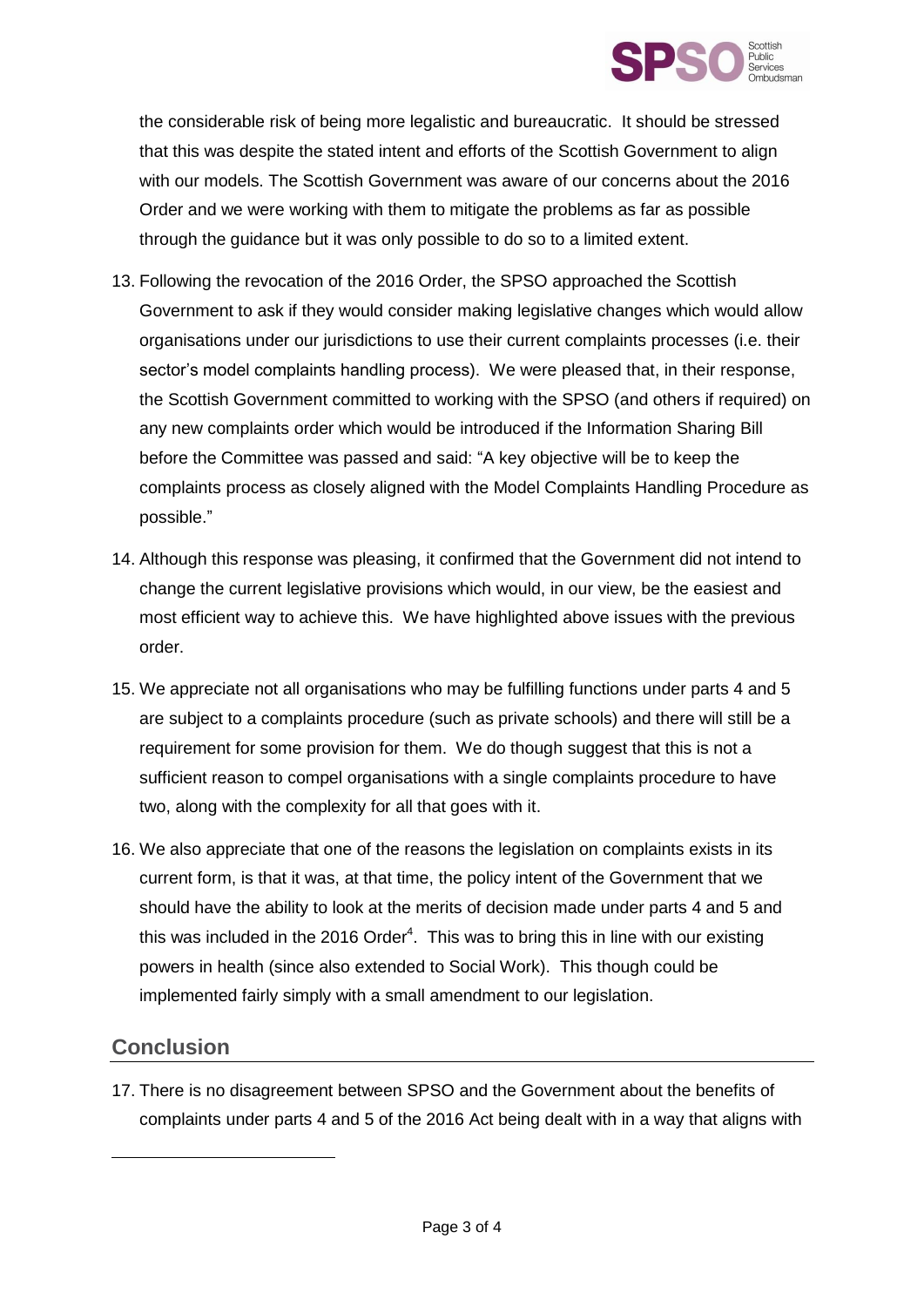the considerable risk of being more legalistic and bureaucratic. It should be stressed that this was despite the stated intent and efforts of the Scottish Government to align with our models. The Scottish Government was aware of our concerns about the 2016 Order and we were working with them to mitigate the problems as far as possible through the guidance but it was only possible to do so to a limited extent.

13. Following the revocation of the 2016 Order, the SPSO approached the Scottish Government to ask if they would consider making legislative changes which would allow organisations under our jurisdictions to use their current complaints processes (i.e. their sector's model complaints handling process). We were pleased that, in their response, the Scottish Government committed to working with the SPSO (and others if required) on any new complaints order which would be introduced if the Information Sharing Bill before the Committee was passed and said: "A key objective will be to keep the complaints process as closely aligned with the Model Complaints Handling Procedure as possible."

14. Although this response was pleasing, it confirmed that the Government did not intend to change the current legislative provisions which would, in our view, be the easiest and most efficient way to achieve this. We have highlighted above issues with the previous order.

15. We appreciate not all organisations who may be fulfilling functions under parts 4 and 5 are subject to a complaints procedure (such as private schools) and there will still be a requirement for some provision for them. We do though suggest that this is not a sufficient reason to compel organisations with a single complaints procedure to have two, along with the complexity for all that goes with it.

16. We also appreciate that one of the reasons the legislation on complaints exists in its current form, is that it was, at that time, the policy intent of the Government that we should have the ability to look at the merits of decision made under parts 4 and 5 and this was included in the 2016 Order[4]. This was to bring this in line with our existing powers in health (since also extended to Social Work). This though could be implemented fairly simply with a small amendment to our legislation.

## Conclusion

17. There is no disagreement between SPSO and the Government about the benefits of complaints under parts 4 and 5 of the 2016 Act being dealt with in a way that aligns with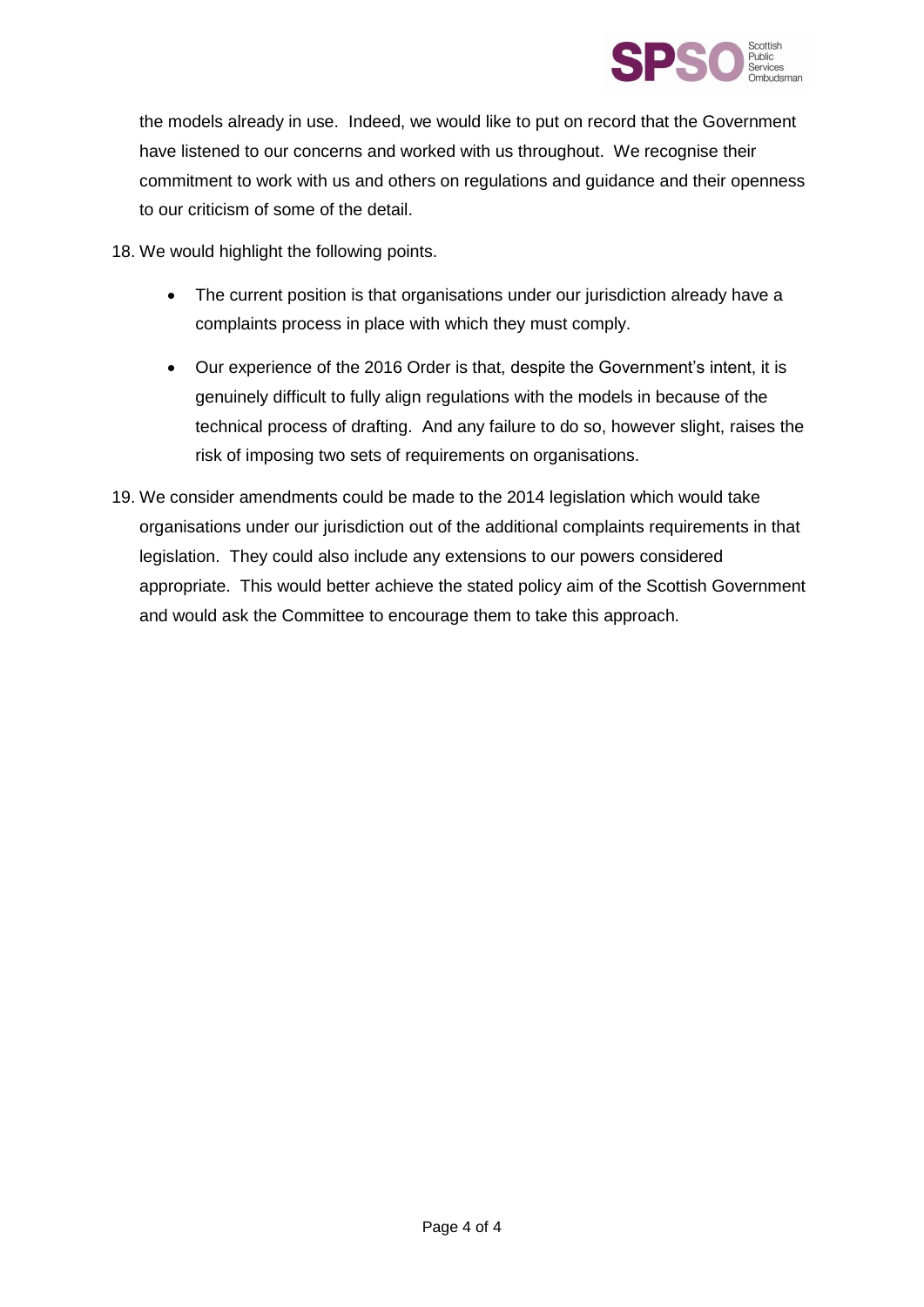the models already in use. Indeed, we would like to put on record that the Government have listened to our concerns and worked with us throughout. We recognise their commitment to work with us and others on regulations and guidance and their openness to our criticism of some of the detail.

18. We would highlight the following points.

    - The current position is that organisations under our jurisdiction already have a complaints process in place with which they must comply.

    - Our experience of the 2016 Order is that, despite the Government's intent, it is genuinely difficult to fully align regulations with the models in because of the technical process of drafting. And any failure to do so, however slight, raises the risk of imposing two sets of requirements on organisations.

19. We consider amendments could be made to the 2014 legislation which would take organisations under our jurisdiction out of the additional complaints requirements in that legislation. They could also include any extensions to our powers considered appropriate. This would better achieve the stated policy aim of the Scottish Government and would ask the Committee to encourage them to take this approach.